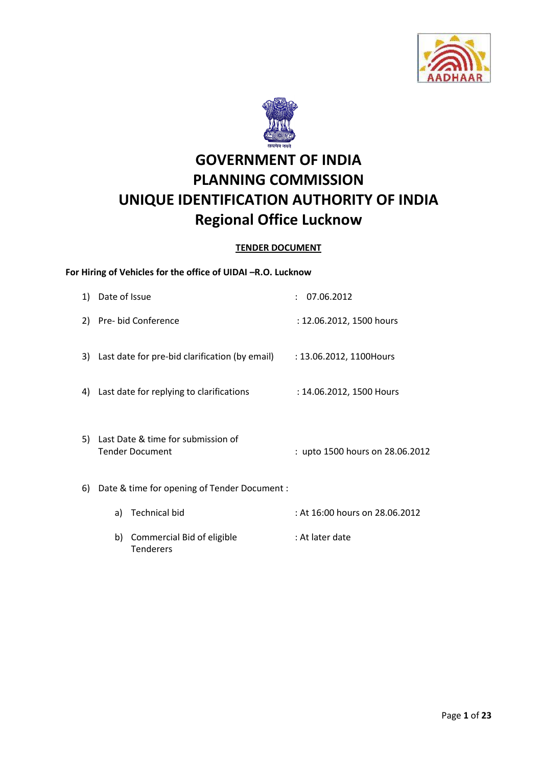# GOVERNMENT OF INDIA
# PLANNING COMMISSION
# UNIQUE IDENTIFICATION AUTHORITY OF INDIA
# Regional Office Lucknow

**TENDER DOCUMENT**

**For Hiring of Vehicles for the office of UIDAI –R.O. Lucknow**

1) Date of Issue : 07.06.2012

2) Pre- bid Conference : 12.06.2012, 1500 hours

3) Last date for pre-bid clarification (by email) : 13.06.2012, 1100Hours

4) Last date for replying to clarifications : 14.06.2012, 1500 Hours

5) Last Date & time for submission of Tender Document : upto 1500 hours on 28.06.2012

6) Date & time for opening of Tender Document :

   a) Technical bid : At 16:00 hours on 28.06.2012

   b) Commercial Bid of eligible Tenderers : At later date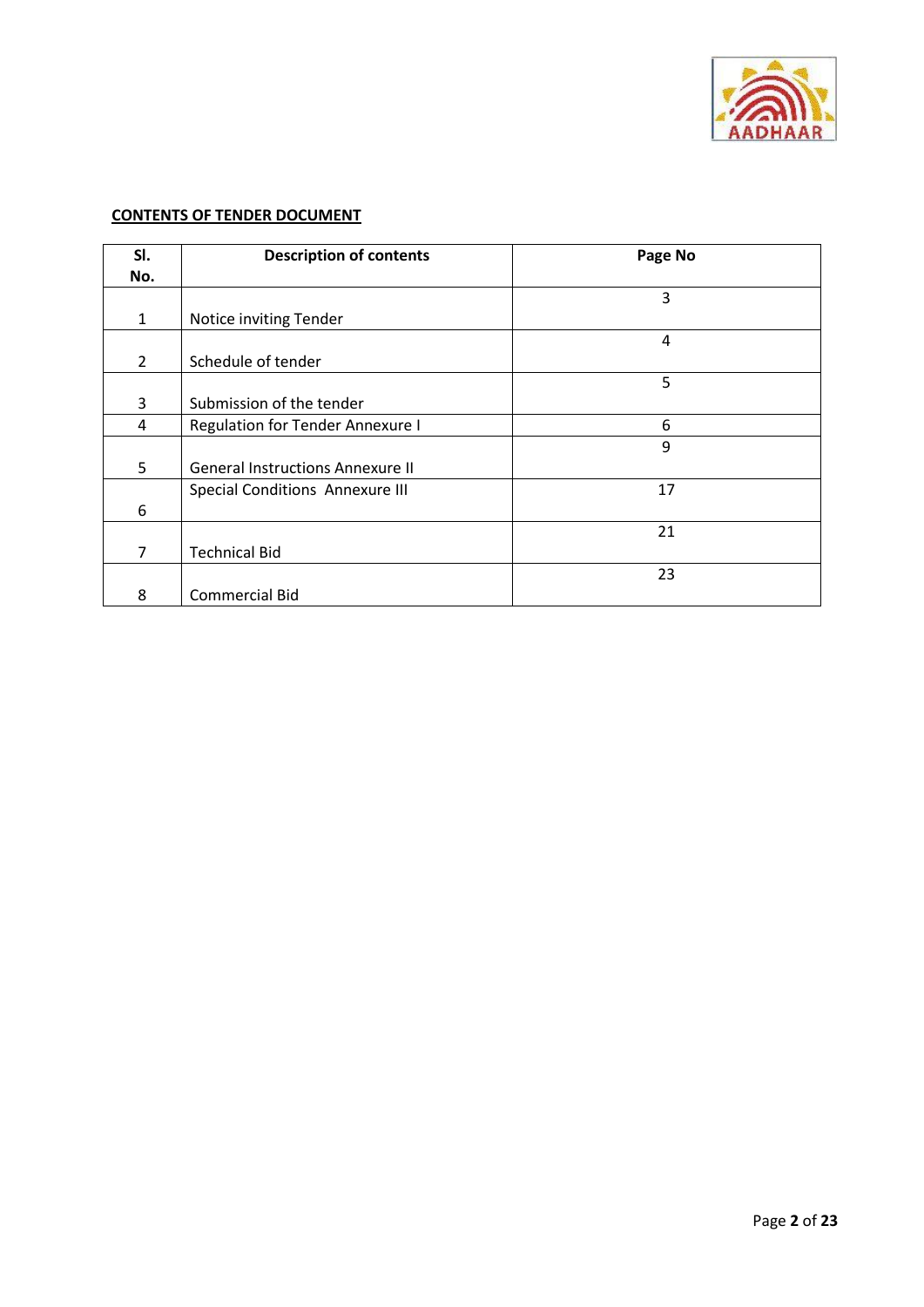**CONTENTS OF TENDER DOCUMENT**

| Sl. No. | Description of contents | Page No |
|---|---|---|
| 1 | Notice inviting Tender | 3 |
| 2 | Schedule of tender | 4 |
| 3 | Submission of the tender | 5 |
| 4 | Regulation for Tender Annexure I | 6 |
| 5 | General Instructions Annexure II | 9 |
| 6 | Special Conditions Annexure III | 17 |
| 7 | Technical Bid | 21 |
| 8 | Commercial Bid | 23 |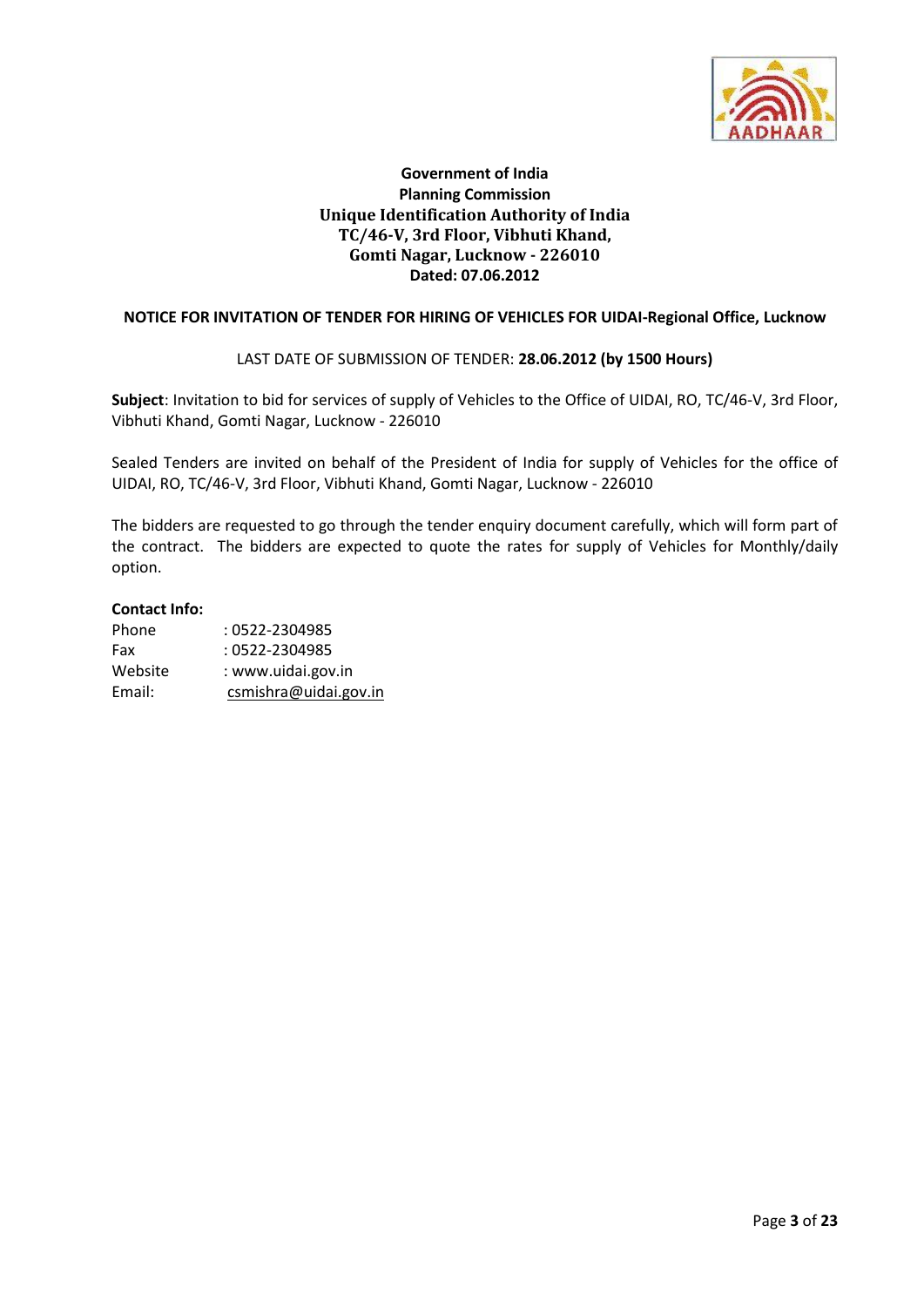**Government of India**
**Planning Commission**
**Unique Identification Authority of India**
**TC/46-V, 3rd Floor, Vibhuti Khand,**
**Gomti Nagar, Lucknow - 226010**
**Dated: 07.06.2012**

## NOTICE FOR INVITATION OF TENDER FOR HIRING OF VEHICLES FOR UIDAI-Regional Office, Lucknow

LAST DATE OF SUBMISSION OF TENDER: **28.06.2012 (by 1500 Hours)**

**Subject**: Invitation to bid for services of supply of Vehicles to the Office of UIDAI, RO, TC/46-V, 3rd Floor, Vibhuti Khand, Gomti Nagar, Lucknow - 226010

Sealed Tenders are invited on behalf of the President of India for supply of Vehicles for the office of UIDAI, RO, TC/46-V, 3rd Floor, Vibhuti Khand, Gomti Nagar, Lucknow - 226010

The bidders are requested to go through the tender enquiry document carefully, which will form part of the contract. The bidders are expected to quote the rates for supply of Vehicles for Monthly/daily option.

**Contact Info:**

Phone : 0522-2304985
Fax : 0522-2304985
Website : www.uidai.gov.in
Email: csmishra@uidai.gov.in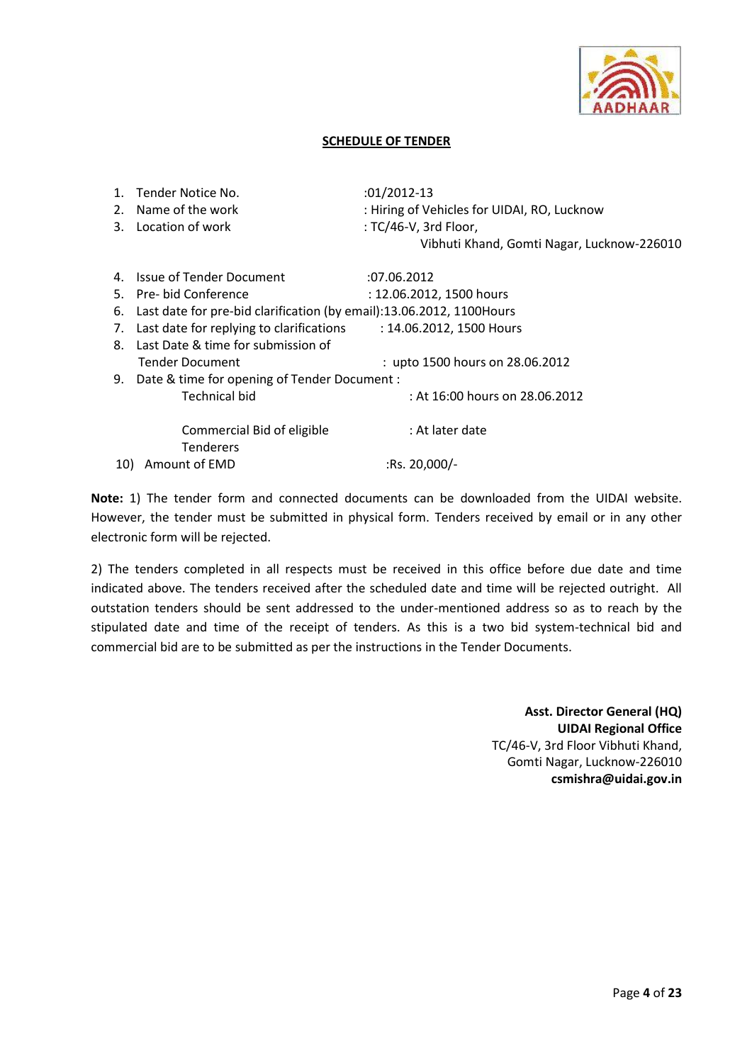**SCHEDULE OF TENDER**

1. Tender Notice No. :01/2012-13
2. Name of the work : Hiring of Vehicles for UIDAI, RO, Lucknow
3. Location of work : TC/46-V, 3rd Floor, Vibhuti Khand, Gomti Nagar, Lucknow-226010
4. Issue of Tender Document :07.06.2012
5. Pre- bid Conference : 12.06.2012, 1500 hours
6. Last date for pre-bid clarification (by email):13.06.2012, 1100Hours
7. Last date for replying to clarifications : 14.06.2012, 1500 Hours
8. Last Date & time for submission of Tender Document : upto 1500 hours on 28.06.2012
9. Date & time for opening of Tender Document :
   - Technical bid : At 16:00 hours on 28.06.2012
   - Commercial Bid of eligible Tenderers : At later date
10. Amount of EMD :Rs. 20,000/-

**Note:** 1) The tender form and connected documents can be downloaded from the UIDAI website. However, the tender must be submitted in physical form. Tenders received by email or in any other electronic form will be rejected.

2) The tenders completed in all respects must be received in this office before due date and time indicated above. The tenders received after the scheduled date and time will be rejected outright. All outstation tenders should be sent addressed to the under-mentioned address so as to reach by the stipulated date and time of the receipt of tenders. As this is a two bid system-technical bid and commercial bid are to be submitted as per the instructions in the Tender Documents.

**Asst. Director General (HQ)**
**UIDAI Regional Office**
TC/46-V, 3rd Floor Vibhuti Khand,
Gomti Nagar, Lucknow-226010
**csmishra@uidai.gov.in**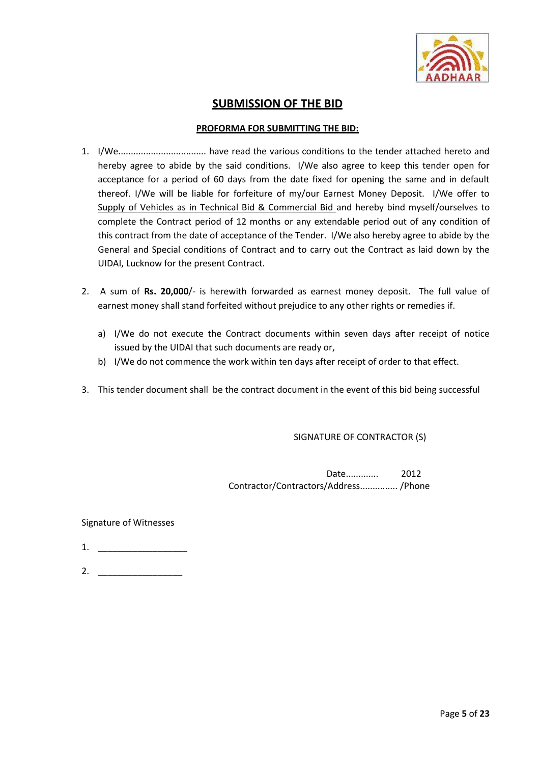## SUBMISSION OF THE BID

**PROFORMA FOR SUBMITTING THE BID:**

1. I/We.................................. have read the various conditions to the tender attached hereto and hereby agree to abide by the said conditions. I/We also agree to keep this tender open for acceptance for a period of 60 days from the date fixed for opening the same and in default thereof. I/We will be liable for forfeiture of my/our Earnest Money Deposit. I/We offer to Supply of Vehicles as in Technical Bid & Commercial Bid and hereby bind myself/ourselves to complete the Contract period of 12 months or any extendable period out of any condition of this contract from the date of acceptance of the Tender. I/We also hereby agree to abide by the General and Special conditions of Contract and to carry out the Contract as laid down by the UIDAI, Lucknow for the present Contract.

2. A sum of **Rs. 20,000**/- is herewith forwarded as earnest money deposit. The full value of earnest money shall stand forfeited without prejudice to any other rights or remedies if.

   a) I/We do not execute the Contract documents within seven days after receipt of notice issued by the UIDAI that such documents are ready or,

   b) I/We do not commence the work within ten days after receipt of order to that effect.

3. This tender document shall be the contract document in the event of this bid being successful

SIGNATURE OF CONTRACTOR (S)

Date............ 2012

Contractor/Contractors/Address.............. /Phone

Signature of Witnesses

1. __________________

2. _________________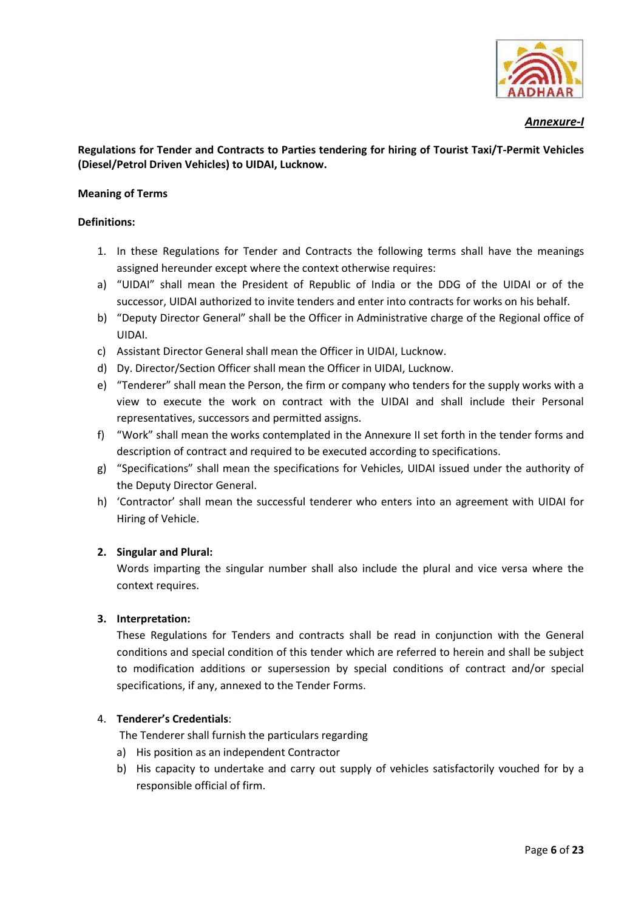***Annexure-I***

**Regulations for Tender and Contracts to Parties tendering for hiring of Tourist Taxi/T-Permit Vehicles (Diesel/Petrol Driven Vehicles) to UIDAI, Lucknow.**

**Meaning of Terms**

**Definitions:**

1. In these Regulations for Tender and Contracts the following terms shall have the meanings assigned hereunder except where the context otherwise requires:

a) "UIDAI" shall mean the President of Republic of India or the DDG of the UIDAI or of the successor, UIDAI authorized to invite tenders and enter into contracts for works on his behalf.

b) "Deputy Director General" shall be the Officer in Administrative charge of the Regional office of UIDAI.

c) Assistant Director General shall mean the Officer in UIDAI, Lucknow.

d) Dy. Director/Section Officer shall mean the Officer in UIDAI, Lucknow.

e) "Tenderer" shall mean the Person, the firm or company who tenders for the supply works with a view to execute the work on contract with the UIDAI and shall include their Personal representatives, successors and permitted assigns.

f) "Work" shall mean the works contemplated in the Annexure II set forth in the tender forms and description of contract and required to be executed according to specifications.

g) "Specifications" shall mean the specifications for Vehicles, UIDAI issued under the authority of the Deputy Director General.

h) 'Contractor' shall mean the successful tenderer who enters into an agreement with UIDAI for Hiring of Vehicle.

2. **Singular and Plural:**
   Words imparting the singular number shall also include the plural and vice versa where the context requires.

3. **Interpretation:**
   These Regulations for Tenders and contracts shall be read in conjunction with the General conditions and special condition of this tender which are referred to herein and shall be subject to modification additions or supersession by special conditions of contract and/or special specifications, if any, annexed to the Tender Forms.

4. **Tenderer's Credentials**:
   The Tenderer shall furnish the particulars regarding
   a) His position as an independent Contractor
   b) His capacity to undertake and carry out supply of vehicles satisfactorily vouched for by a responsible official of firm.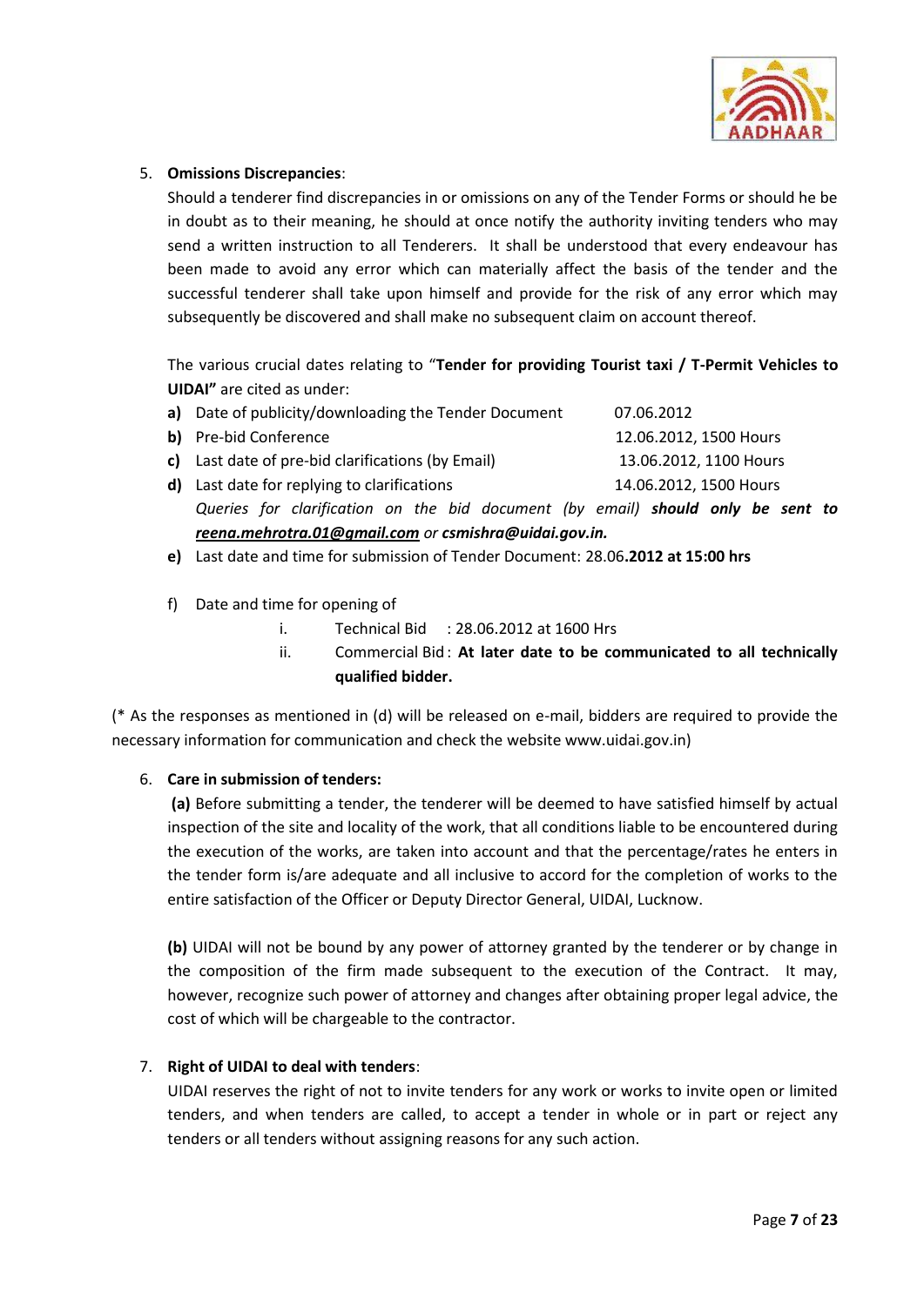5. **Omissions Discrepancies**:

   Should a tenderer find discrepancies in or omissions on any of the Tender Forms or should he be in doubt as to their meaning, he should at once notify the authority inviting tenders who may send a written instruction to all Tenderers. It shall be understood that every endeavour has been made to avoid any error which can materially affect the basis of the tender and the successful tenderer shall take upon himself and provide for the risk of any error which may subsequently be discovered and shall make no subsequent claim on account thereof.

   The various crucial dates relating to "**Tender for providing Tourist taxi / T-Permit Vehicles to UIDAI"** are cited as under:

   **a)** Date of publicity/downloading the Tender Document — 07.06.2012

   **b)** Pre-bid Conference — 12.06.2012, 1500 Hours

   **c)** Last date of pre-bid clarifications (by Email) — 13.06.2012, 1100 Hours

   **d)** Last date for replying to clarifications — 14.06.2012, 1500 Hours

   *Queries for clarification on the bid document (by email)* ***should only be sent to*** ***reena.mehrotra.01@gmail.com*** *or* ***csmishra@uidai.gov.in.***

   **e)** Last date and time for submission of Tender Document: 28.06**.2012 at 15:00 hrs**

   f) Date and time for opening of

      i. Technical Bid : 28.06.2012 at 1600 Hrs

      ii. Commercial Bid : **At later date to be communicated to all technically qualified bidder.**

(* As the responses as mentioned in (d) will be released on e-mail, bidders are required to provide the necessary information for communication and check the website www.uidai.gov.in)

6. **Care in submission of tenders:**

   **(a)** Before submitting a tender, the tenderer will be deemed to have satisfied himself by actual inspection of the site and locality of the work, that all conditions liable to be encountered during the execution of the works, are taken into account and that the percentage/rates he enters in the tender form is/are adequate and all inclusive to accord for the completion of works to the entire satisfaction of the Officer or Deputy Director General, UIDAI, Lucknow.

   **(b)** UIDAI will not be bound by any power of attorney granted by the tenderer or by change in the composition of the firm made subsequent to the execution of the Contract. It may, however, recognize such power of attorney and changes after obtaining proper legal advice, the cost of which will be chargeable to the contractor.

7. **Right of UIDAI to deal with tenders**:

   UIDAI reserves the right of not to invite tenders for any work or works to invite open or limited tenders, and when tenders are called, to accept a tender in whole or in part or reject any tenders or all tenders without assigning reasons for any such action.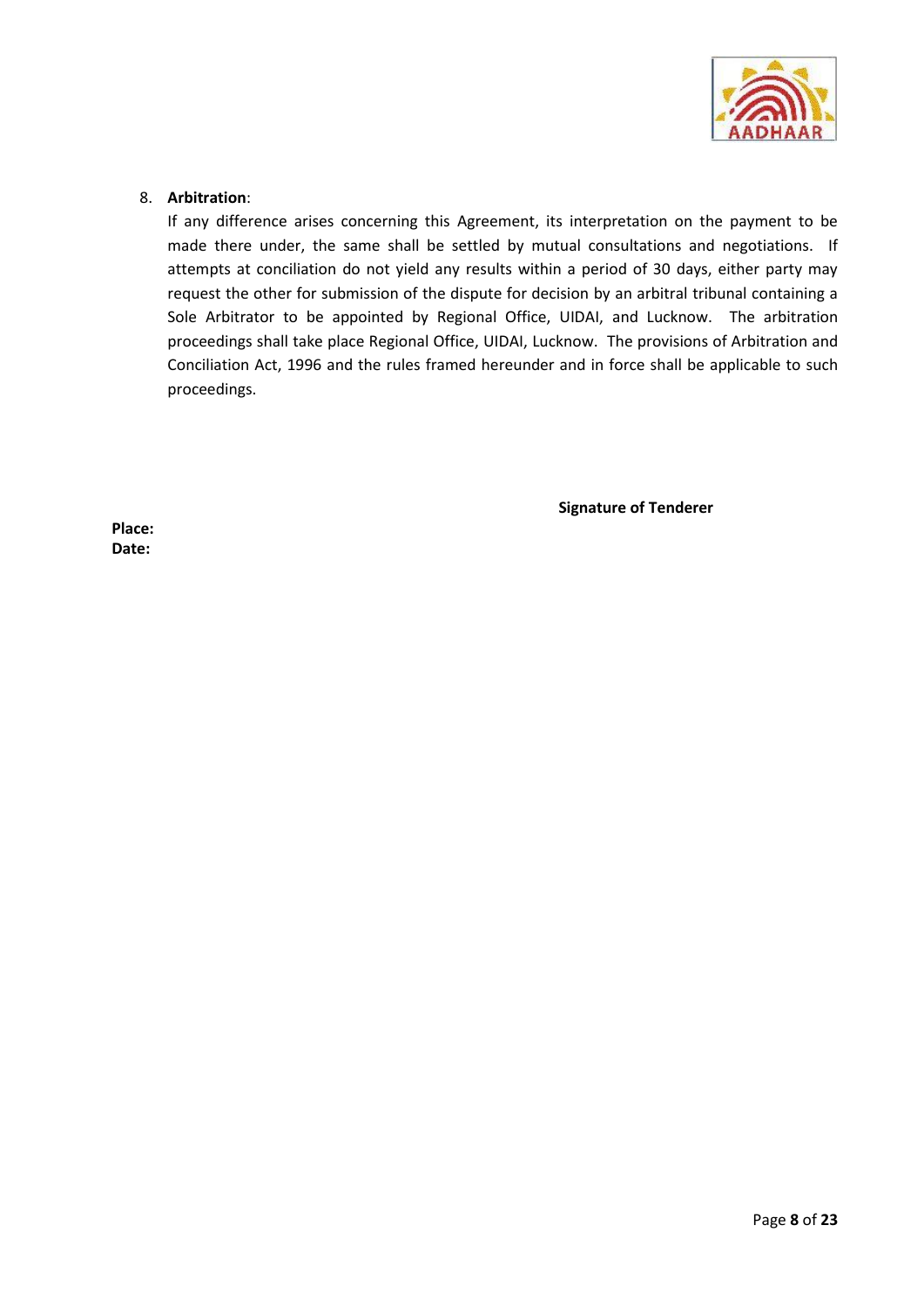8. **Arbitration**:
   If any difference arises concerning this Agreement, its interpretation on the payment to be made there under, the same shall be settled by mutual consultations and negotiations. If attempts at conciliation do not yield any results within a period of 30 days, either party may request the other for submission of the dispute for decision by an arbitral tribunal containing a Sole Arbitrator to be appointed by Regional Office, UIDAI, and Lucknow. The arbitration proceedings shall take place Regional Office, UIDAI, Lucknow. The provisions of Arbitration and Conciliation Act, 1996 and the rules framed hereunder and in force shall be applicable to such proceedings.

**Signature of Tenderer**

**Place:**
**Date:**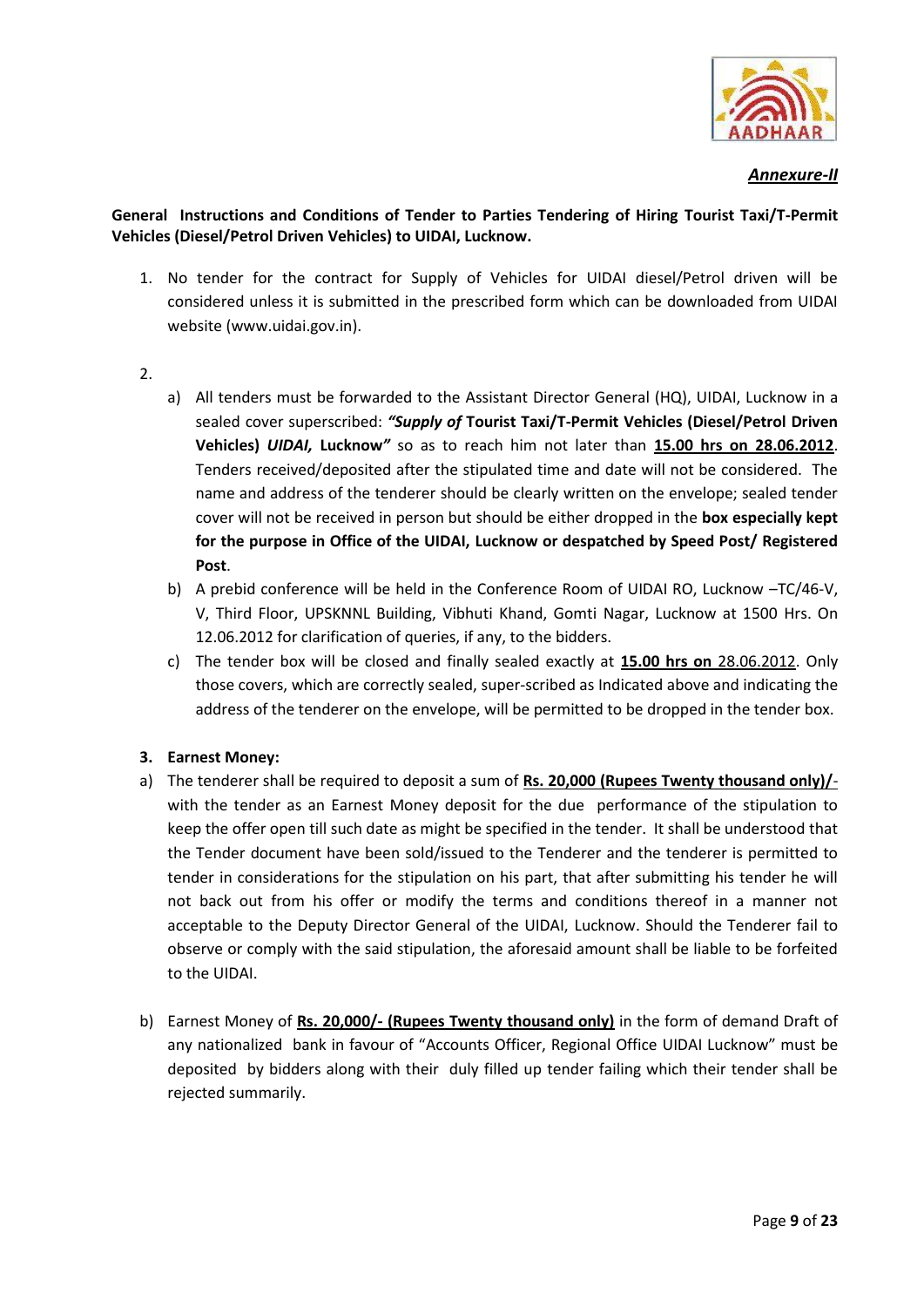***Annexure-II***

**General Instructions and Conditions of Tender to Parties Tendering of Hiring Tourist Taxi/T-Permit Vehicles (Diesel/Petrol Driven Vehicles) to UIDAI, Lucknow.**

1. No tender for the contract for Supply of Vehicles for UIDAI diesel/Petrol driven will be considered unless it is submitted in the prescribed form which can be downloaded from UIDAI website (www.uidai.gov.in).

2.
   a) All tenders must be forwarded to the Assistant Director General (HQ), UIDAI, Lucknow in a sealed cover superscribed: ***"Supply of*** **Tourist Taxi/T-Permit Vehicles (Diesel/Petrol Driven Vehicles)** ***UIDAI,*** **Lucknow*"*** so as to reach him not later than **15.00 hrs on 28.06.2012**. Tenders received/deposited after the stipulated time and date will not be considered. The name and address of the tenderer should be clearly written on the envelope; sealed tender cover will not be received in person but should be either dropped in the **box especially kept for the purpose in Office of the UIDAI, Lucknow or despatched by Speed Post/ Registered Post**.
   b) A prebid conference will be held in the Conference Room of UIDAI RO, Lucknow –TC/46-V, V, Third Floor, UPSKNNL Building, Vibhuti Khand, Gomti Nagar, Lucknow at 1500 Hrs. On 12.06.2012 for clarification of queries, if any, to the bidders.
   c) The tender box will be closed and finally sealed exactly at **15.00 hrs on** 28.06.2012. Only those covers, which are correctly sealed, super-scribed as Indicated above and indicating the address of the tenderer on the envelope, will be permitted to be dropped in the tender box.

**3. Earnest Money:**

a) The tenderer shall be required to deposit a sum of **Rs. 20,000 (Rupees Twenty thousand only)/-** with the tender as an Earnest Money deposit for the due performance of the stipulation to keep the offer open till such date as might be specified in the tender. It shall be understood that the Tender document have been sold/issued to the Tenderer and the tenderer is permitted to tender in considerations for the stipulation on his part, that after submitting his tender he will not back out from his offer or modify the terms and conditions thereof in a manner not acceptable to the Deputy Director General of the UIDAI, Lucknow. Should the Tenderer fail to observe or comply with the said stipulation, the aforesaid amount shall be liable to be forfeited to the UIDAI.

b) Earnest Money of **Rs. 20,000/- (Rupees Twenty thousand only)** in the form of demand Draft of any nationalized bank in favour of "Accounts Officer, Regional Office UIDAI Lucknow" must be deposited by bidders along with their duly filled up tender failing which their tender shall be rejected summarily.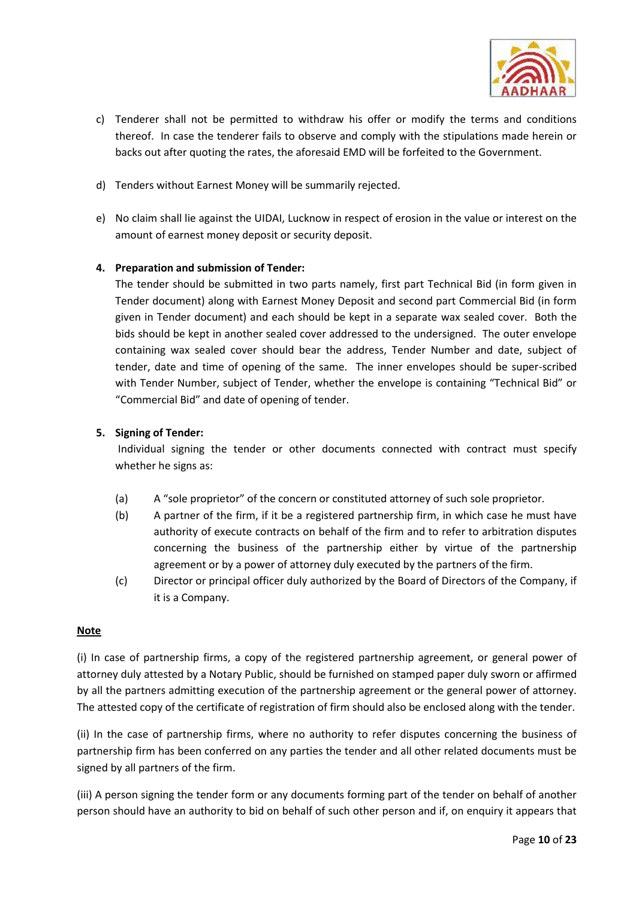c) Tenderer shall not be permitted to withdraw his offer or modify the terms and conditions thereof. In case the tenderer fails to observe and comply with the stipulations made herein or backs out after quoting the rates, the aforesaid EMD will be forfeited to the Government.

d) Tenders without Earnest Money will be summarily rejected.

e) No claim shall lie against the UIDAI, Lucknow in respect of erosion in the value or interest on the amount of earnest money deposit or security deposit.

**4. Preparation and submission of Tender:**

The tender should be submitted in two parts namely, first part Technical Bid (in form given in Tender document) along with Earnest Money Deposit and second part Commercial Bid (in form given in Tender document) and each should be kept in a separate wax sealed cover. Both the bids should be kept in another sealed cover addressed to the undersigned. The outer envelope containing wax sealed cover should bear the address, Tender Number and date, subject of tender, date and time of opening of the same. The inner envelopes should be super-scribed with Tender Number, subject of Tender, whether the envelope is containing "Technical Bid" or "Commercial Bid" and date of opening of tender.

**5. Signing of Tender:**

Individual signing the tender or other documents connected with contract must specify whether he signs as:

(a) A "sole proprietor" of the concern or constituted attorney of such sole proprietor.

(b) A partner of the firm, if it be a registered partnership firm, in which case he must have authority of execute contracts on behalf of the firm and to refer to arbitration disputes concerning the business of the partnership either by virtue of the partnership agreement or by a power of attorney duly executed by the partners of the firm.

(c) Director or principal officer duly authorized by the Board of Directors of the Company, if it is a Company.

**Note**

(i) In case of partnership firms, a copy of the registered partnership agreement, or general power of attorney duly attested by a Notary Public, should be furnished on stamped paper duly sworn or affirmed by all the partners admitting execution of the partnership agreement or the general power of attorney. The attested copy of the certificate of registration of firm should also be enclosed along with the tender.

(ii) In the case of partnership firms, where no authority to refer disputes concerning the business of partnership firm has been conferred on any parties the tender and all other related documents must be signed by all partners of the firm.

(iii) A person signing the tender form or any documents forming part of the tender on behalf of another person should have an authority to bid on behalf of such other person and if, on enquiry it appears that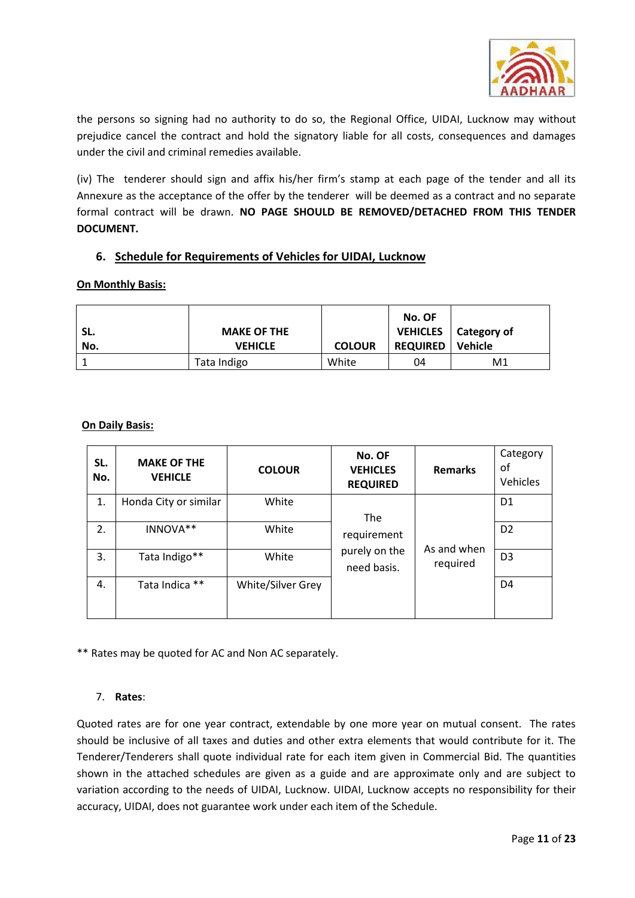the persons so signing had no authority to do so, the Regional Office, UIDAI, Lucknow may without prejudice cancel the contract and hold the signatory liable for all costs, consequences and damages under the civil and criminal remedies available.

(iv) The tenderer should sign and affix his/her firm's stamp at each page of the tender and all its Annexure as the acceptance of the offer by the tenderer will be deemed as a contract and no separate formal contract will be drawn. **NO PAGE SHOULD BE REMOVED/DETACHED FROM THIS TENDER DOCUMENT.**

## 6. Schedule for Requirements of Vehicles for UIDAI, Lucknow

**On Monthly Basis:**

| SL. No. | MAKE OF THE VEHICLE | COLOUR | No. OF VEHICLES REQUIRED | Category of Vehicle |
|---|---|---|---|---|
| 1 | Tata Indigo | White | 04 | M1 |

**On Daily Basis:**

| SL. No. | MAKE OF THE VEHICLE | COLOUR | No. OF VEHICLES REQUIRED | Remarks | Category of Vehicles |
|---|---|---|---|---|---|
| 1. | Honda City or similar | White | The requirement purely on the need basis. | As and when required | D1 |
| 2. | INNOVA** | White | | | D2 |
| 3. | Tata Indigo** | White | | | D3 |
| 4. | Tata Indica ** | White/Silver Grey | | | D4 |

** Rates may be quoted for AC and Non AC separately.

## 7. Rates:

Quoted rates are for one year contract, extendable by one more year on mutual consent. The rates should be inclusive of all taxes and duties and other extra elements that would contribute for it. The Tenderer/Tenderers shall quote individual rate for each item given in Commercial Bid. The quantities shown in the attached schedules are given as a guide and are approximate only and are subject to variation according to the needs of UIDAI, Lucknow. UIDAI, Lucknow accepts no responsibility for their accuracy, UIDAI, does not guarantee work under each item of the Schedule.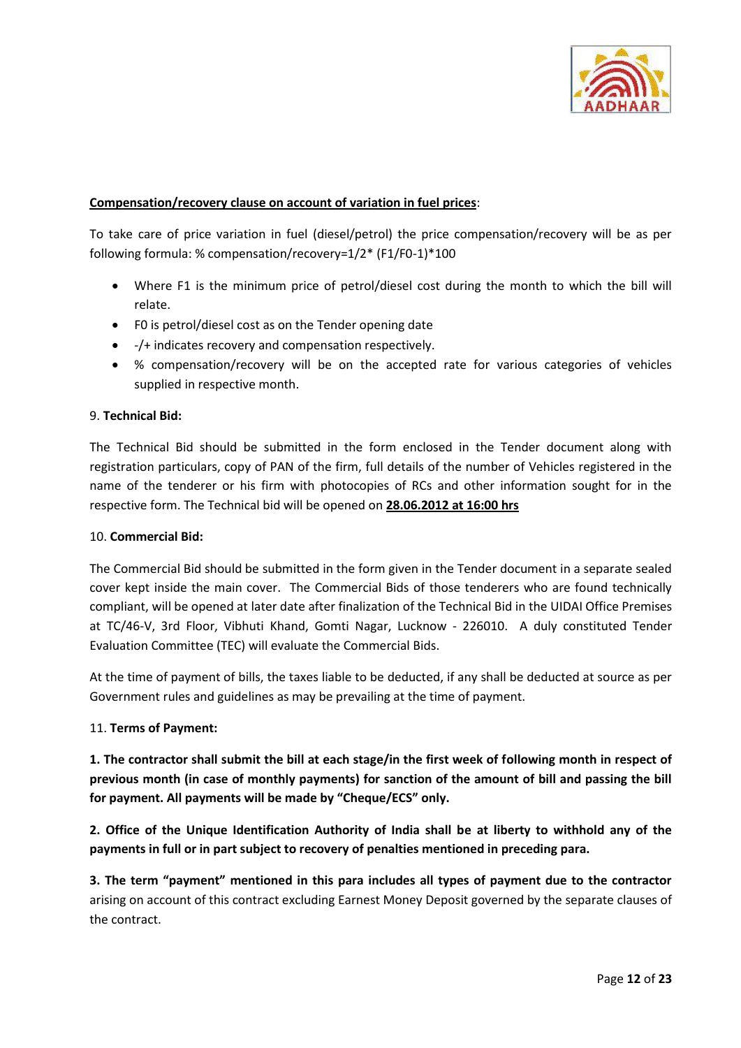**<u>Compensation/recovery clause on account of variation in fuel prices</u>**:

To take care of price variation in fuel (diesel/petrol) the price compensation/recovery will be as per following formula: % compensation/recovery=1/2* (F1/F0-1)*100

- Where F1 is the minimum price of petrol/diesel cost during the month to which the bill will relate.
- F0 is petrol/diesel cost as on the Tender opening date
- -/+ indicates recovery and compensation respectively.
- % compensation/recovery will be on the accepted rate for various categories of vehicles supplied in respective month.

9. **Technical Bid:**

The Technical Bid should be submitted in the form enclosed in the Tender document along with registration particulars, copy of PAN of the firm, full details of the number of Vehicles registered in the name of the tenderer or his firm with photocopies of RCs and other information sought for in the respective form. The Technical bid will be opened on **<u>28.06.2012 at 16:00 hrs</u>**

10. **Commercial Bid:**

The Commercial Bid should be submitted in the form given in the Tender document in a separate sealed cover kept inside the main cover. The Commercial Bids of those tenderers who are found technically compliant, will be opened at later date after finalization of the Technical Bid in the UIDAI Office Premises at TC/46-V, 3rd Floor, Vibhuti Khand, Gomti Nagar, Lucknow - 226010. A duly constituted Tender Evaluation Committee (TEC) will evaluate the Commercial Bids.

At the time of payment of bills, the taxes liable to be deducted, if any shall be deducted at source as per Government rules and guidelines as may be prevailing at the time of payment.

11. **Terms of Payment:**

**1. The contractor shall submit the bill at each stage/in the first week of following month in respect of previous month (in case of monthly payments) for sanction of the amount of bill and passing the bill for payment. All payments will be made by "Cheque/ECS" only.**

**2. Office of the Unique Identification Authority of India shall be at liberty to withhold any of the payments in full or in part subject to recovery of penalties mentioned in preceding para.**

**3. The term "payment" mentioned in this para includes all types of payment due to the contractor** arising on account of this contract excluding Earnest Money Deposit governed by the separate clauses of the contract.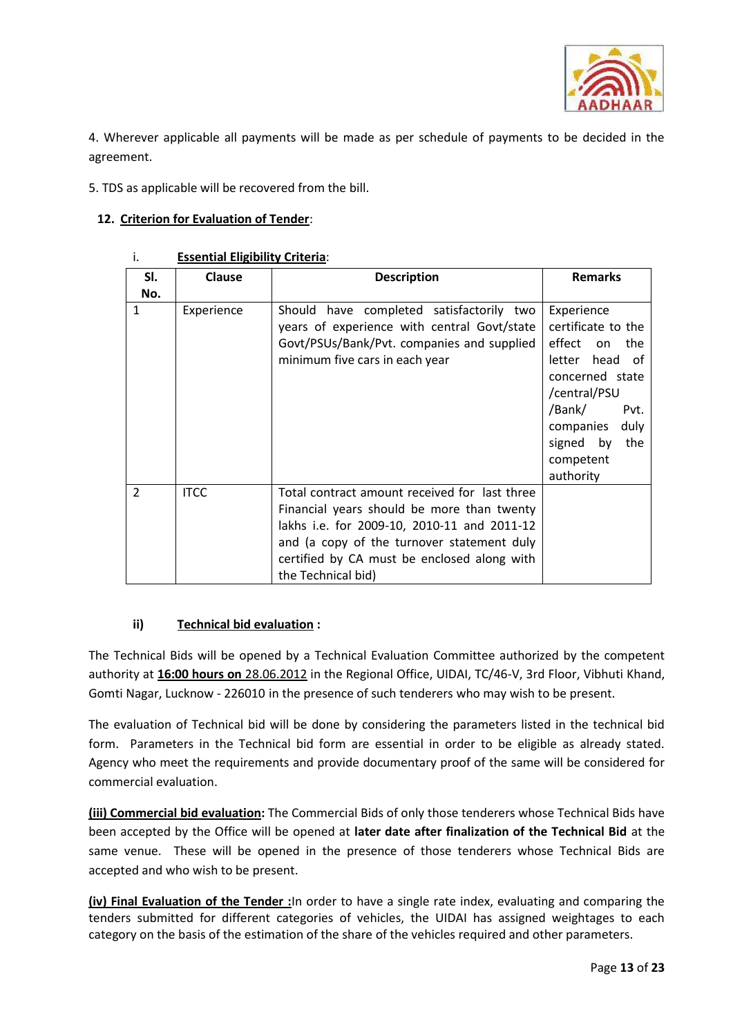4. Wherever applicable all payments will be made as per schedule of payments to be decided in the agreement.

5. TDS as applicable will be recovered from the bill.

**12. <u>Criterion for Evaluation of Tender</u>**:

i. **<u>Essential Eligibility Criteria</u>**:

| Sl. No. | Clause | Description | Remarks |
|---|---|---|---|
| 1 | Experience | Should have completed satisfactorily two years of experience with central Govt/state Govt/PSUs/Bank/Pvt. companies and supplied minimum five cars in each year | Experience certificate to the effect on the letter head of concerned state /central/PSU /Bank/ Pvt. companies duly signed by the competent authority |
| 2 | ITCC | Total contract amount received for last three Financial years should be more than twenty lakhs i.e. for 2009-10, 2010-11 and 2011-12 and (a copy of the turnover statement duly certified by CA must be enclosed along with the Technical bid) | |

**ii) <u>Technical bid evaluation</u> :**

The Technical Bids will be opened by a Technical Evaluation Committee authorized by the competent authority at **<u>16:00 hours on</u>** <u>28.06.2012</u> in the Regional Office, UIDAI, TC/46-V, 3rd Floor, Vibhuti Khand, Gomti Nagar, Lucknow - 226010 in the presence of such tenderers who may wish to be present.

The evaluation of Technical bid will be done by considering the parameters listed in the technical bid form. Parameters in the Technical bid form are essential in order to be eligible as already stated. Agency who meet the requirements and provide documentary proof of the same will be considered for commercial evaluation.

**<u>(iii) Commercial bid evaluation</u>:** The Commercial Bids of only those tenderers whose Technical Bids have been accepted by the Office will be opened at **later date after finalization of the Technical Bid** at the same venue. These will be opened in the presence of those tenderers whose Technical Bids are accepted and who wish to be present.

**<u>(iv) Final Evaluation of the Tender :</u>**In order to have a single rate index, evaluating and comparing the tenders submitted for different categories of vehicles, the UIDAI has assigned weightages to each category on the basis of the estimation of the share of the vehicles required and other parameters.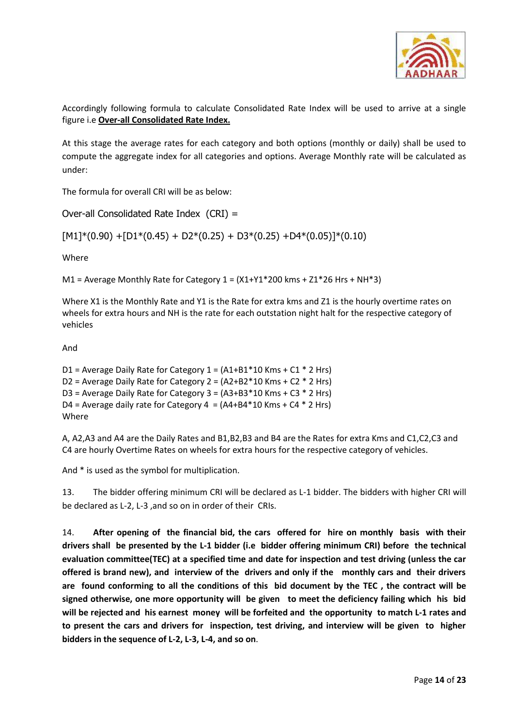Accordingly following formula to calculate Consolidated Rate Index will be used to arrive at a single figure i.e **Over-all Consolidated Rate Index.**

At this stage the average rates for each category and both options (monthly or daily) shall be used to compute the aggregate index for all categories and options. Average Monthly rate will be calculated as under:

The formula for overall CRI will be as below:

Over-all Consolidated Rate Index (CRI) =

$$[M1]*(0.90) + [D1*(0.45) + D2*(0.25) + D3*(0.25) + D4*(0.05)]*(0.10)$$

Where

M1 = Average Monthly Rate for Category 1 = (X1+Y1*200 kms + Z1*26 Hrs + NH*3)

Where X1 is the Monthly Rate and Y1 is the Rate for extra kms and Z1 is the hourly overtime rates on wheels for extra hours and NH is the rate for each outstation night halt for the respective category of vehicles

And

D1 = Average Daily Rate for Category 1 = (A1+B1*10 Kms + C1 * 2 Hrs)
D2 = Average Daily Rate for Category 2 = (A2+B2*10 Kms + C2 * 2 Hrs)
D3 = Average Daily Rate for Category 3 = (A3+B3*10 Kms + C3 * 2 Hrs)
D4 = Average daily rate for Category 4 = (A4+B4*10 Kms + C4 * 2 Hrs)
Where

A, A2,A3 and A4 are the Daily Rates and B1,B2,B3 and B4 are the Rates for extra Kms and C1,C2,C3 and C4 are hourly Overtime Rates on wheels for extra hours for the respective category of vehicles.

And * is used as the symbol for multiplication.

13. The bidder offering minimum CRI will be declared as L-1 bidder. The bidders with higher CRI will be declared as L-2, L-3 ,and so on in order of their CRIs.

14. **After opening of the financial bid, the cars offered for hire on monthly basis with their drivers shall be presented by the L-1 bidder (i.e bidder offering minimum CRI) before the technical evaluation committee(TEC) at a specified time and date for inspection and test driving (unless the car offered is brand new), and interview of the drivers and only if the monthly cars and their drivers are found conforming to all the conditions of this bid document by the TEC , the contract will be signed otherwise, one more opportunity will be given to meet the deficiency failing which his bid will be rejected and his earnest money will be forfeited and the opportunity to match L-1 rates and to present the cars and drivers for inspection, test driving, and interview will be given to higher bidders in the sequence of L-2, L-3, L-4, and so on**.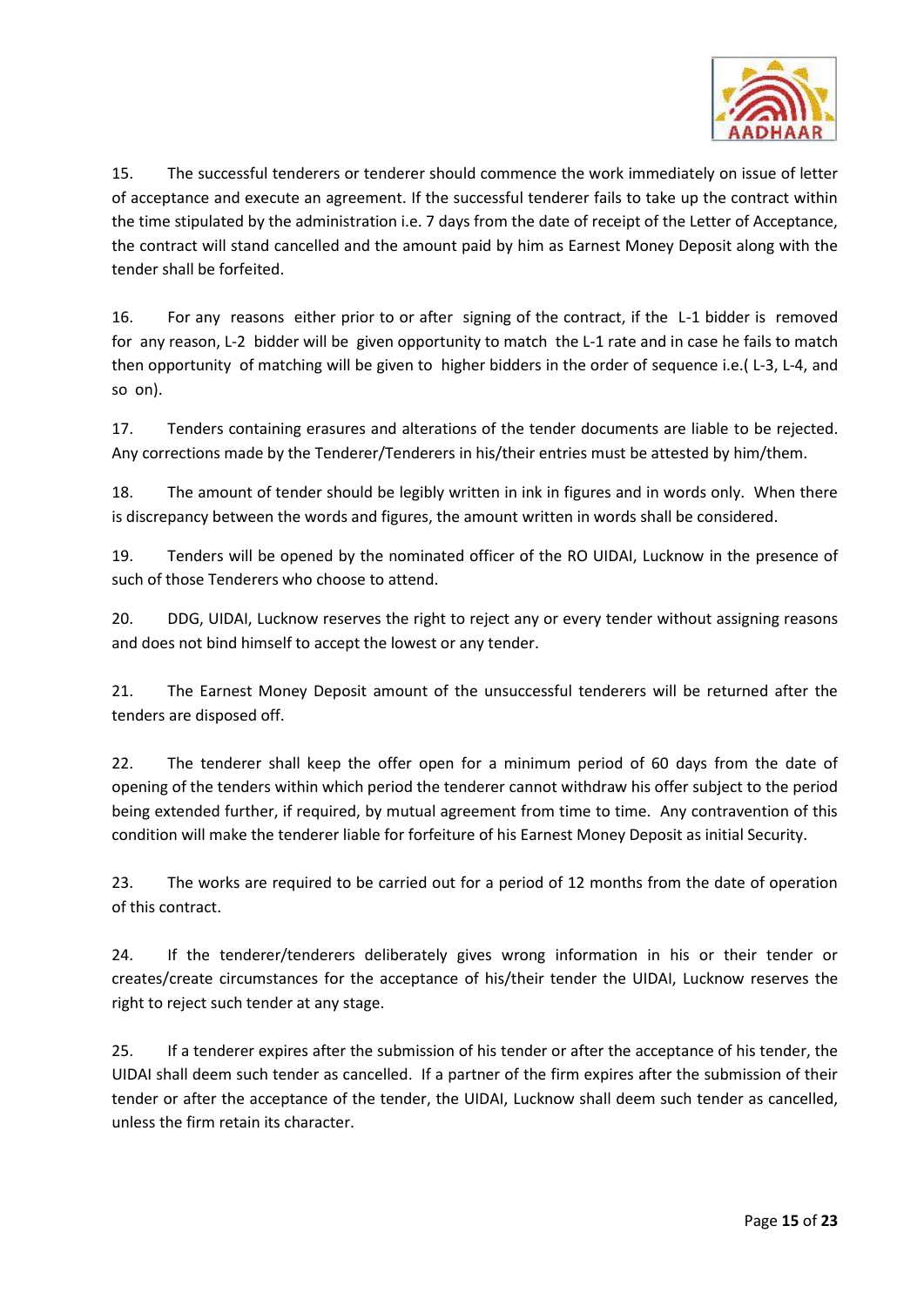15. The successful tenderers or tenderer should commence the work immediately on issue of letter of acceptance and execute an agreement. If the successful tenderer fails to take up the contract within the time stipulated by the administration i.e. 7 days from the date of receipt of the Letter of Acceptance, the contract will stand cancelled and the amount paid by him as Earnest Money Deposit along with the tender shall be forfeited.

16. For any reasons either prior to or after signing of the contract, if the L-1 bidder is removed for any reason, L-2 bidder will be given opportunity to match the L-1 rate and in case he fails to match then opportunity of matching will be given to higher bidders in the order of sequence i.e.( L-3, L-4, and so on).

17. Tenders containing erasures and alterations of the tender documents are liable to be rejected. Any corrections made by the Tenderer/Tenderers in his/their entries must be attested by him/them.

18. The amount of tender should be legibly written in ink in figures and in words only. When there is discrepancy between the words and figures, the amount written in words shall be considered.

19. Tenders will be opened by the nominated officer of the RO UIDAI, Lucknow in the presence of such of those Tenderers who choose to attend.

20. DDG, UIDAI, Lucknow reserves the right to reject any or every tender without assigning reasons and does not bind himself to accept the lowest or any tender.

21. The Earnest Money Deposit amount of the unsuccessful tenderers will be returned after the tenders are disposed off.

22. The tenderer shall keep the offer open for a minimum period of 60 days from the date of opening of the tenders within which period the tenderer cannot withdraw his offer subject to the period being extended further, if required, by mutual agreement from time to time. Any contravention of this condition will make the tenderer liable for forfeiture of his Earnest Money Deposit as initial Security.

23. The works are required to be carried out for a period of 12 months from the date of operation of this contract.

24. If the tenderer/tenderers deliberately gives wrong information in his or their tender or creates/create circumstances for the acceptance of his/their tender the UIDAI, Lucknow reserves the right to reject such tender at any stage.

25. If a tenderer expires after the submission of his tender or after the acceptance of his tender, the UIDAI shall deem such tender as cancelled. If a partner of the firm expires after the submission of their tender or after the acceptance of the tender, the UIDAI, Lucknow shall deem such tender as cancelled, unless the firm retain its character.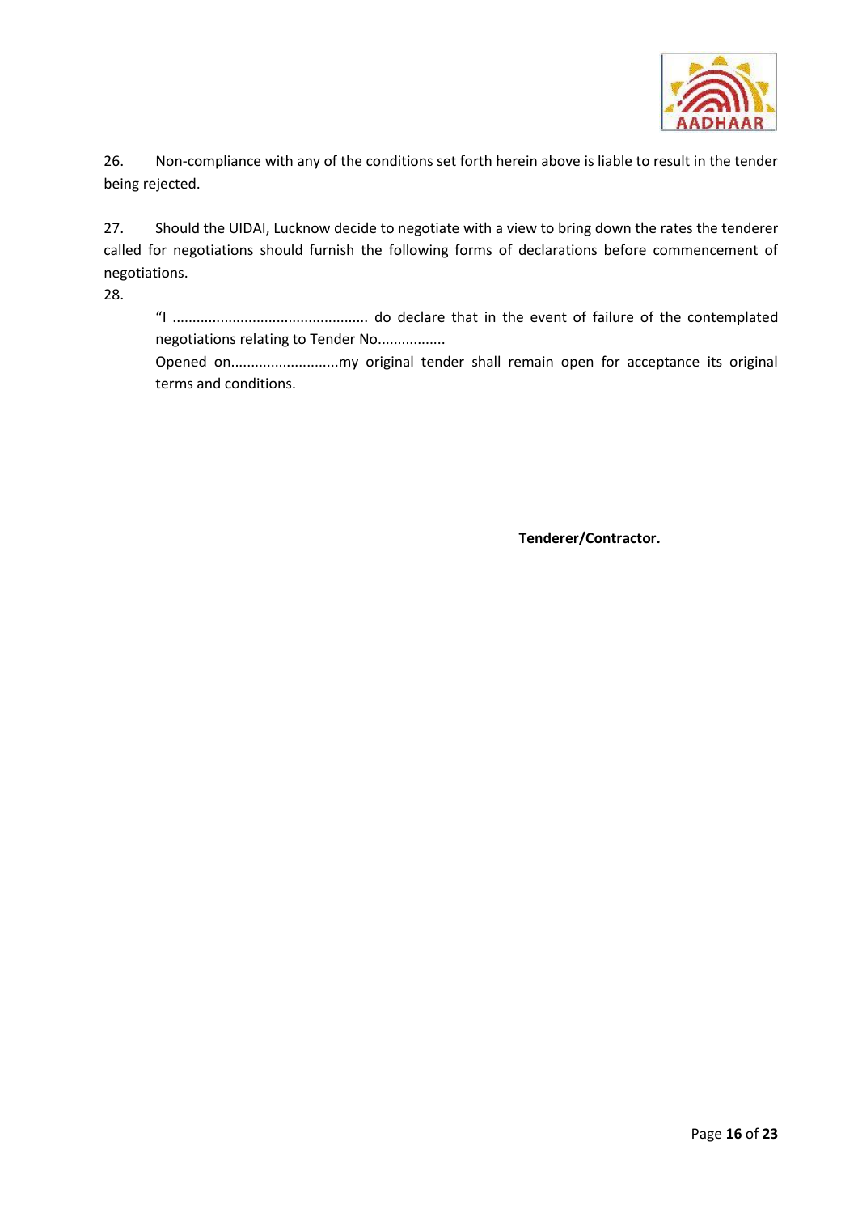26. Non-compliance with any of the conditions set forth herein above is liable to result in the tender being rejected.

27. Should the UIDAI, Lucknow decide to negotiate with a view to bring down the rates the tenderer called for negotiations should furnish the following forms of declarations before commencement of negotiations.

28.

> "I ................................................ do declare that in the event of failure of the contemplated negotiations relating to Tender No.................
>
> Opened on...........................my original tender shall remain open for acceptance its original terms and conditions.

**Tenderer/Contractor.**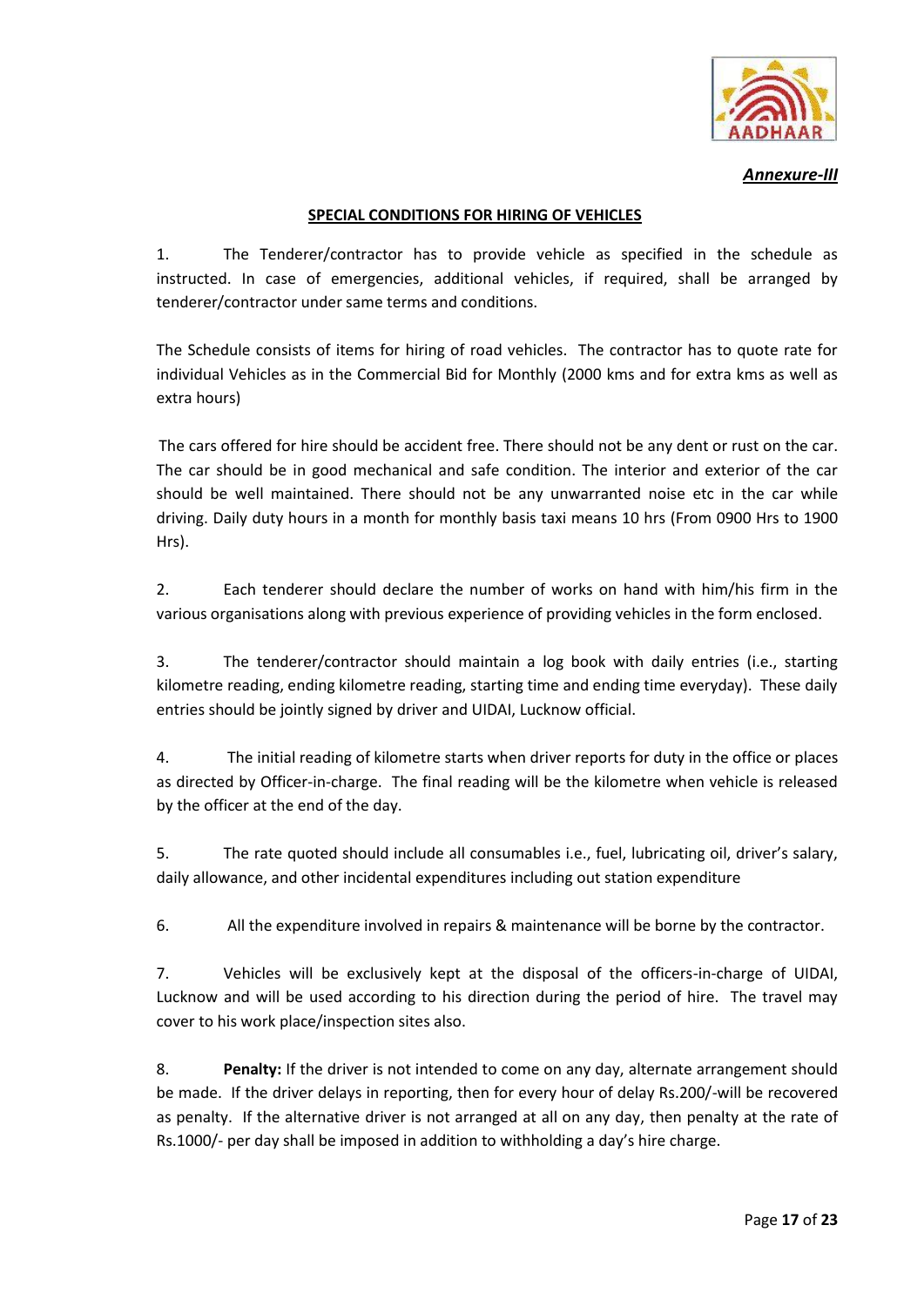***Annexure-III***

**SPECIAL CONDITIONS FOR HIRING OF VEHICLES**

1. The Tenderer/contractor has to provide vehicle as specified in the schedule as instructed. In case of emergencies, additional vehicles, if required, shall be arranged by tenderer/contractor under same terms and conditions.

The Schedule consists of items for hiring of road vehicles. The contractor has to quote rate for individual Vehicles as in the Commercial Bid for Monthly (2000 kms and for extra kms as well as extra hours)

The cars offered for hire should be accident free. There should not be any dent or rust on the car. The car should be in good mechanical and safe condition. The interior and exterior of the car should be well maintained. There should not be any unwarranted noise etc in the car while driving. Daily duty hours in a month for monthly basis taxi means 10 hrs (From 0900 Hrs to 1900 Hrs).

2. Each tenderer should declare the number of works on hand with him/his firm in the various organisations along with previous experience of providing vehicles in the form enclosed.

3. The tenderer/contractor should maintain a log book with daily entries (i.e., starting kilometre reading, ending kilometre reading, starting time and ending time everyday). These daily entries should be jointly signed by driver and UIDAI, Lucknow official.

4. The initial reading of kilometre starts when driver reports for duty in the office or places as directed by Officer-in-charge. The final reading will be the kilometre when vehicle is released by the officer at the end of the day.

5. The rate quoted should include all consumables i.e., fuel, lubricating oil, driver's salary, daily allowance, and other incidental expenditures including out station expenditure

6. All the expenditure involved in repairs & maintenance will be borne by the contractor.

7. Vehicles will be exclusively kept at the disposal of the officers-in-charge of UIDAI, Lucknow and will be used according to his direction during the period of hire. The travel may cover to his work place/inspection sites also.

8. **Penalty:** If the driver is not intended to come on any day, alternate arrangement should be made. If the driver delays in reporting, then for every hour of delay Rs.200/-will be recovered as penalty. If the alternative driver is not arranged at all on any day, then penalty at the rate of Rs.1000/- per day shall be imposed in addition to withholding a day's hire charge.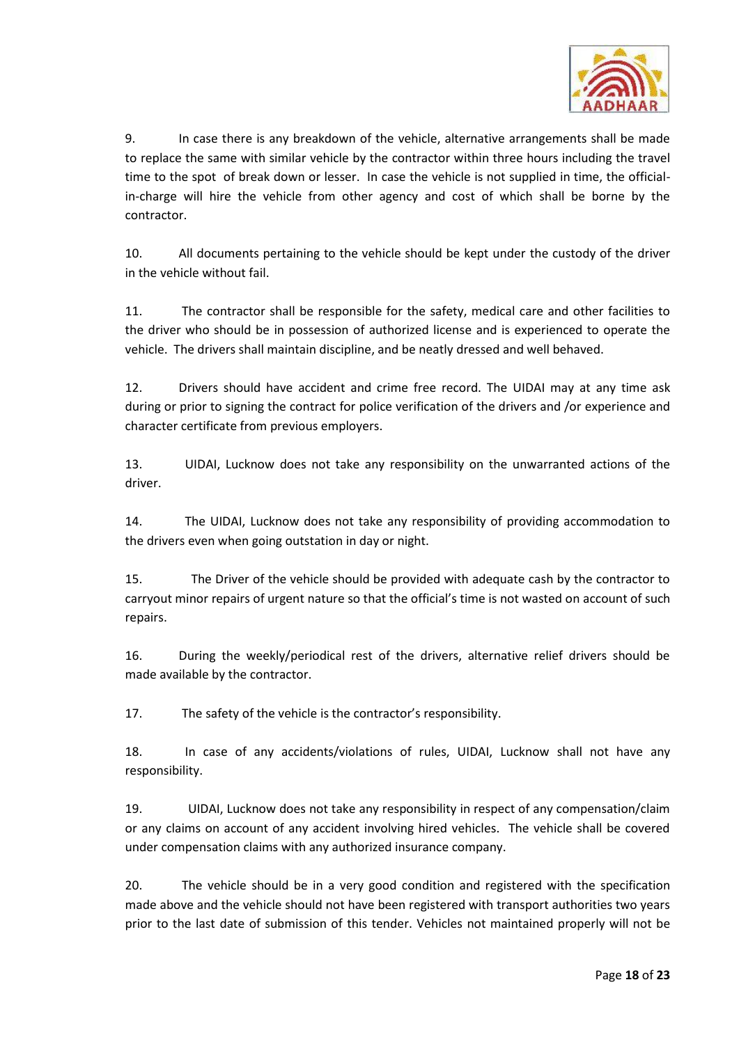9. In case there is any breakdown of the vehicle, alternative arrangements shall be made to replace the same with similar vehicle by the contractor within three hours including the travel time to the spot of break down or lesser. In case the vehicle is not supplied in time, the official-in-charge will hire the vehicle from other agency and cost of which shall be borne by the contractor.

10. All documents pertaining to the vehicle should be kept under the custody of the driver in the vehicle without fail.

11. The contractor shall be responsible for the safety, medical care and other facilities to the driver who should be in possession of authorized license and is experienced to operate the vehicle. The drivers shall maintain discipline, and be neatly dressed and well behaved.

12. Drivers should have accident and crime free record. The UIDAI may at any time ask during or prior to signing the contract for police verification of the drivers and /or experience and character certificate from previous employers.

13. UIDAI, Lucknow does not take any responsibility on the unwarranted actions of the driver.

14. The UIDAI, Lucknow does not take any responsibility of providing accommodation to the drivers even when going outstation in day or night.

15. The Driver of the vehicle should be provided with adequate cash by the contractor to carryout minor repairs of urgent nature so that the official's time is not wasted on account of such repairs.

16. During the weekly/periodical rest of the drivers, alternative relief drivers should be made available by the contractor.

17. The safety of the vehicle is the contractor's responsibility.

18. In case of any accidents/violations of rules, UIDAI, Lucknow shall not have any responsibility.

19. UIDAI, Lucknow does not take any responsibility in respect of any compensation/claim or any claims on account of any accident involving hired vehicles. The vehicle shall be covered under compensation claims with any authorized insurance company.

20. The vehicle should be in a very good condition and registered with the specification made above and the vehicle should not have been registered with transport authorities two years prior to the last date of submission of this tender. Vehicles not maintained properly will not be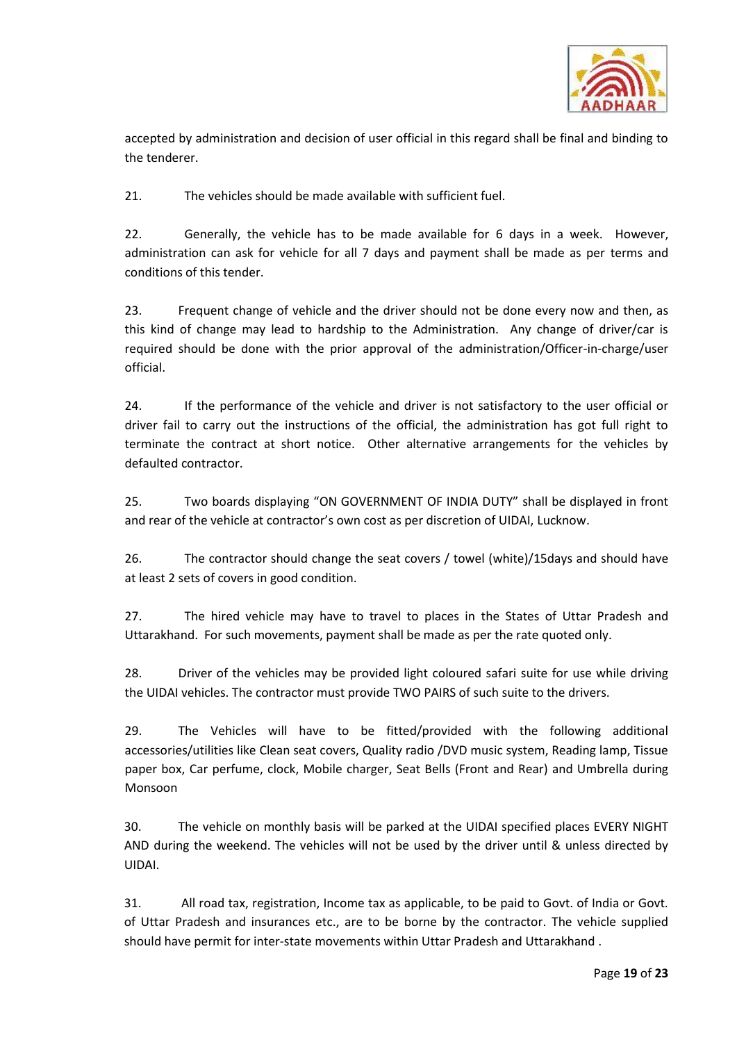accepted by administration and decision of user official in this regard shall be final and binding to the tenderer.

21. The vehicles should be made available with sufficient fuel.

22. Generally, the vehicle has to be made available for 6 days in a week. However, administration can ask for vehicle for all 7 days and payment shall be made as per terms and conditions of this tender.

23. Frequent change of vehicle and the driver should not be done every now and then, as this kind of change may lead to hardship to the Administration. Any change of driver/car is required should be done with the prior approval of the administration/Officer-in-charge/user official.

24. If the performance of the vehicle and driver is not satisfactory to the user official or driver fail to carry out the instructions of the official, the administration has got full right to terminate the contract at short notice. Other alternative arrangements for the vehicles by defaulted contractor.

25. Two boards displaying "ON GOVERNMENT OF INDIA DUTY" shall be displayed in front and rear of the vehicle at contractor's own cost as per discretion of UIDAI, Lucknow.

26. The contractor should change the seat covers / towel (white)/15days and should have at least 2 sets of covers in good condition.

27. The hired vehicle may have to travel to places in the States of Uttar Pradesh and Uttarakhand. For such movements, payment shall be made as per the rate quoted only.

28. Driver of the vehicles may be provided light coloured safari suite for use while driving the UIDAI vehicles. The contractor must provide TWO PAIRS of such suite to the drivers.

29. The Vehicles will have to be fitted/provided with the following additional accessories/utilities like Clean seat covers, Quality radio /DVD music system, Reading lamp, Tissue paper box, Car perfume, clock, Mobile charger, Seat Bells (Front and Rear) and Umbrella during Monsoon

30. The vehicle on monthly basis will be parked at the UIDAI specified places EVERY NIGHT AND during the weekend. The vehicles will not be used by the driver until & unless directed by UIDAI.

31. All road tax, registration, Income tax as applicable, to be paid to Govt. of India or Govt. of Uttar Pradesh and insurances etc., are to be borne by the contractor. The vehicle supplied should have permit for inter-state movements within Uttar Pradesh and Uttarakhand .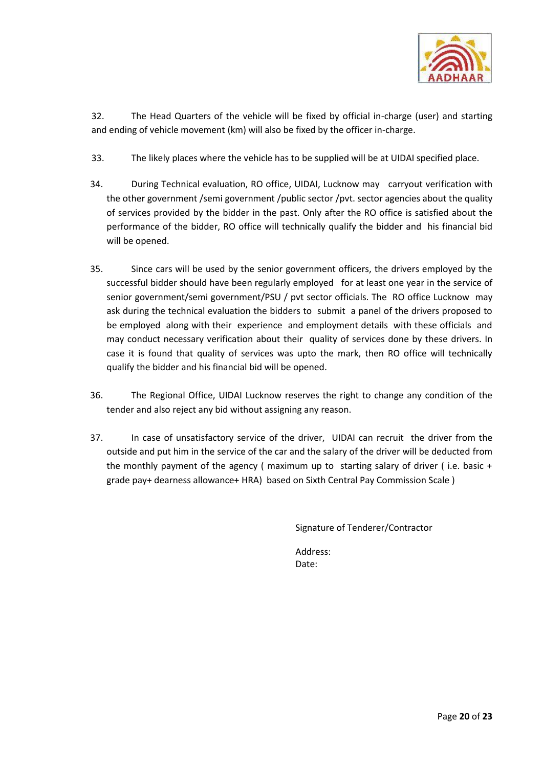32. The Head Quarters of the vehicle will be fixed by official in-charge (user) and starting and ending of vehicle movement (km) will also be fixed by the officer in-charge.

33. The likely places where the vehicle has to be supplied will be at UIDAI specified place.

34. During Technical evaluation, RO office, UIDAI, Lucknow may carryout verification with the other government /semi government /public sector /pvt. sector agencies about the quality of services provided by the bidder in the past. Only after the RO office is satisfied about the performance of the bidder, RO office will technically qualify the bidder and his financial bid will be opened.

35. Since cars will be used by the senior government officers, the drivers employed by the successful bidder should have been regularly employed for at least one year in the service of senior government/semi government/PSU / pvt sector officials. The RO office Lucknow may ask during the technical evaluation the bidders to submit a panel of the drivers proposed to be employed along with their experience and employment details with these officials and may conduct necessary verification about their quality of services done by these drivers. In case it is found that quality of services was upto the mark, then RO office will technically qualify the bidder and his financial bid will be opened.

36. The Regional Office, UIDAI Lucknow reserves the right to change any condition of the tender and also reject any bid without assigning any reason.

37. In case of unsatisfactory service of the driver, UIDAI can recruit the driver from the outside and put him in the service of the car and the salary of the driver will be deducted from the monthly payment of the agency ( maximum up to starting salary of driver ( i.e. basic + grade pay+ dearness allowance+ HRA) based on Sixth Central Pay Commission Scale )

Signature of Tenderer/Contractor

Address:

Date: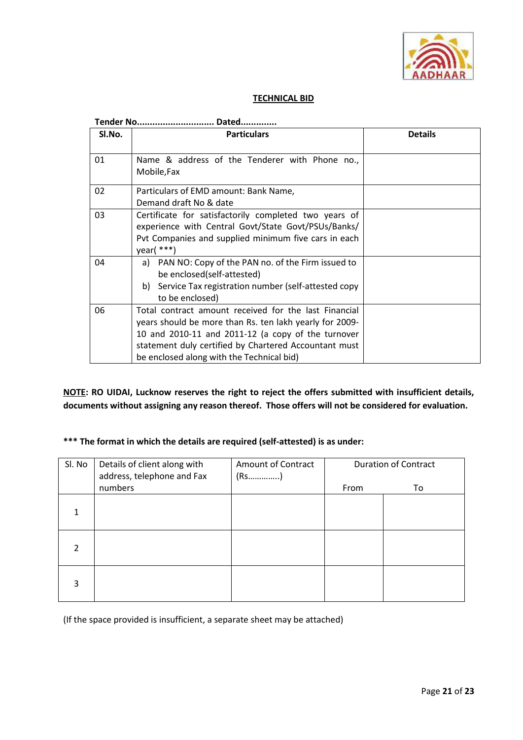## TECHNICAL BID

**Tender No.............................. Dated..............**

| Sl.No. | Particulars | Details |
|---|---|---|
| 01 | Name & address of the Tenderer with Phone no., Mobile,Fax | |
| 02 | Particulars of EMD amount: Bank Name, Demand draft No & date | |
| 03 | Certificate for satisfactorily completed two years of experience with Central Govt/State Govt/PSUs/Banks/ Pvt Companies and supplied minimum five cars in each year( ***) | |
| 04 | a) PAN NO: Copy of the PAN no. of the Firm issued to be enclosed(self-attested)<br>b) Service Tax registration number (self-attested copy to be enclosed) | |
| 06 | Total contract amount received for the last Financial years should be more than Rs. ten lakh yearly for 2009-10 and 2010-11 and 2011-12 (a copy of the turnover statement duly certified by Chartered Accountant must be enclosed along with the Technical bid) | |

**NOTE: RO UIDAI, Lucknow reserves the right to reject the offers submitted with insufficient details, documents without assigning any reason thereof. Those offers will not be considered for evaluation.**

**\*\*\* The format in which the details are required (self-attested) is as under:**

| Sl. No | Details of client along with address, telephone and Fax numbers | Amount of Contract (Rs…………..) | Duration of Contract | |
|---|---|---|---|---|
| | | | From | To |
| 1 | | | | |
| 2 | | | | |
| 3 | | | | |

(If the space provided is insufficient, a separate sheet may be attached)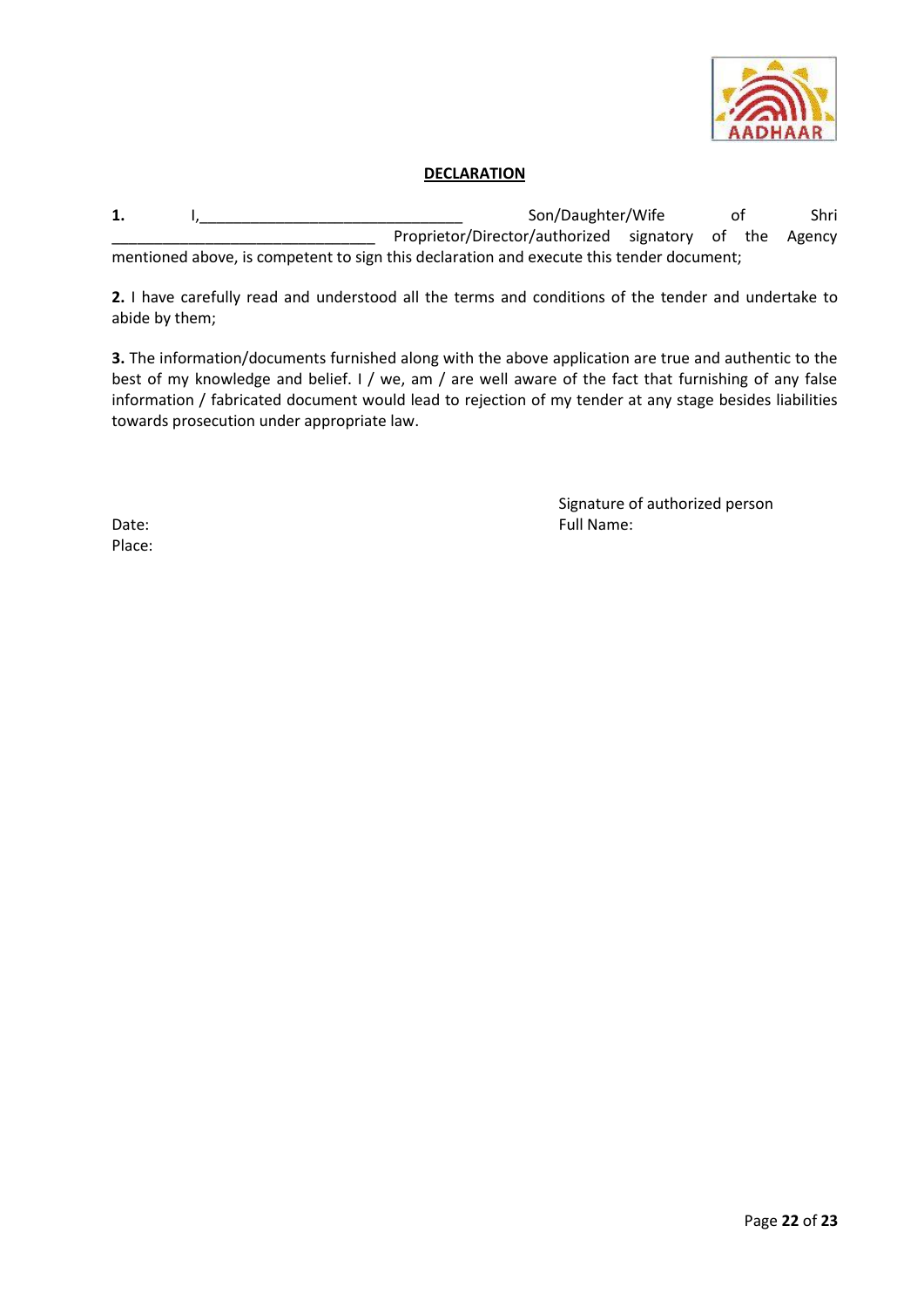**DECLARATION**

**1.** I,_______________________________ Son/Daughter/Wife of Shri _______________________________ Proprietor/Director/authorized signatory of the Agency mentioned above, is competent to sign this declaration and execute this tender document;

**2.** I have carefully read and understood all the terms and conditions of the tender and undertake to abide by them;

**3.** The information/documents furnished along with the above application are true and authentic to the best of my knowledge and belief. I / we, am / are well aware of the fact that furnishing of any false information / fabricated document would lead to rejection of my tender at any stage besides liabilities towards prosecution under appropriate law.

Signature of authorized person

Date:

Full Name:

Place: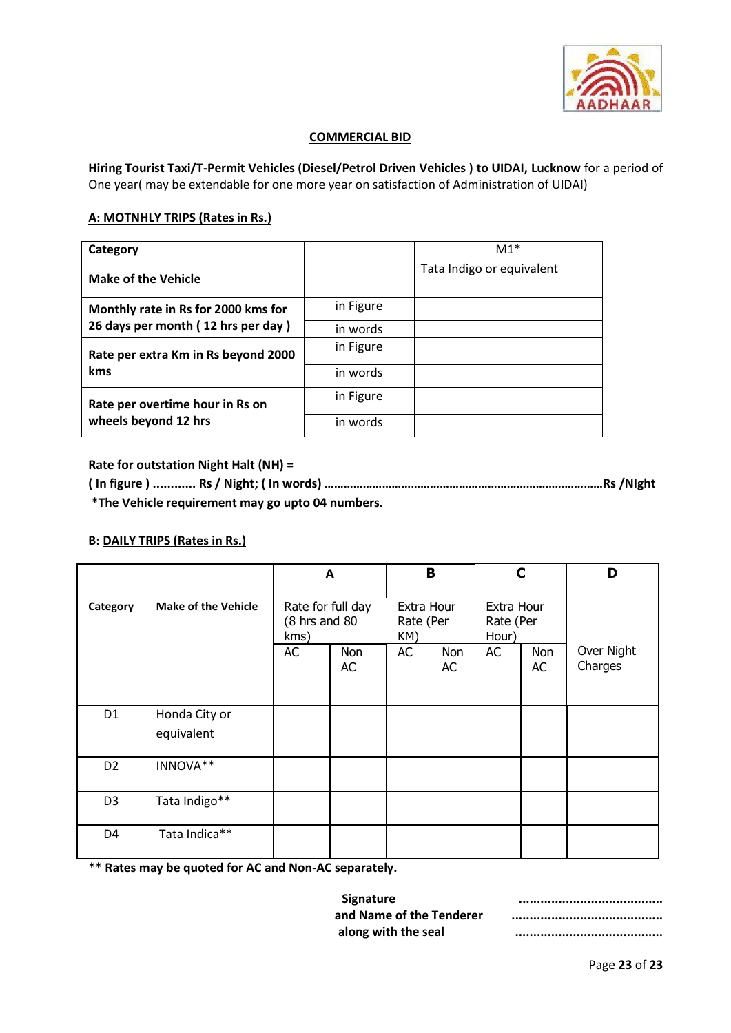## COMMERCIAL BID

**Hiring Tourist Taxi/T-Permit Vehicles (Diesel/Petrol Driven Vehicles ) to UIDAI, Lucknow** for a period of One year( may be extendable for one more year on satisfaction of Administration of UIDAI)

**A: MOTNHLY TRIPS (Rates in Rs.)**

| **Category** | | M1* |
|---|---|---|
| **Make of the Vehicle** | | Tata Indigo or equivalent |
| **Monthly rate in Rs for 2000 kms for 26 days per month ( 12 hrs per day )** | in Figure | |
| | in words | |
| **Rate per extra Km in Rs beyond 2000 kms** | in Figure | |
| | in words | |
| **Rate per overtime hour in Rs on wheels beyond 12 hrs** | in Figure | |
| | in words | |

**Rate for outstation Night Halt (NH) =**
**( In figure ) ........... Rs / Night; ( In words) ....................................................................................Rs /NIght**
***The Vehicle requirement may go upto 04 numbers.**

**B: DAILY TRIPS (Rates in Rs.)**

| | | A | | B | | C | | D |
|---|---|---|---|---|---|---|---|---|
| **Category** | **Make of the Vehicle** | Rate for full day (8 hrs and 80 kms) | | Extra Hour Rate (Per KM) | | Extra Hour Rate (Per Hour) | | Over Night Charges |
| | | AC | Non AC | AC | Non AC | AC | Non AC | |
| D1 | Honda City or equivalent | | | | | | | |
| D2 | INNOVA** | | | | | | | |
| D3 | Tata Indigo** | | | | | | | |
| D4 | Tata Indica** | | | | | | | |

**** Rates may be quoted for AC and Non-AC separately.**

**Signature** ........................................
**and Name of the Tenderer** ..........................................
**along with the seal** .........................................